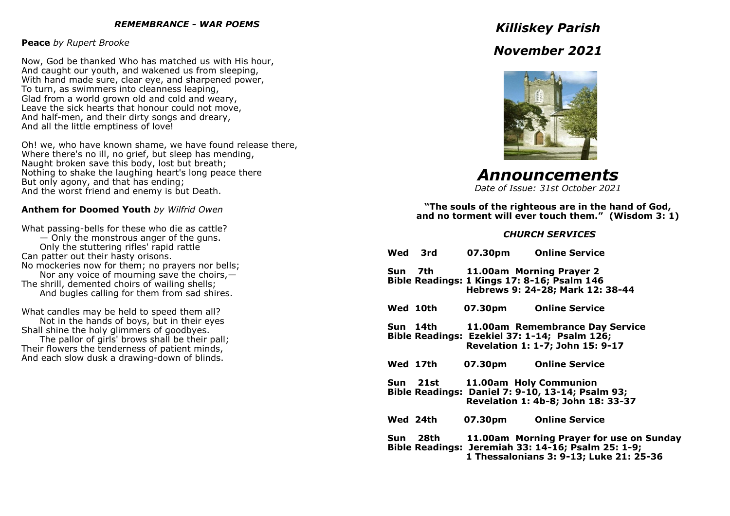*REMEMBRANCE - WAR POEMS*

**Peace** *by Rupert Brooke*

Now, God be thanked Who has matched us with His hour,
And caught our youth, and wakened us from sleeping,
With hand made sure, clear eye, and sharpened power,
To turn, as swimmers into cleanness leaping,
Glad from a world grown old and cold and weary,
Leave the sick hearts that honour could not move,
And half-men, and their dirty songs and dreary,
And all the little emptiness of love!

Oh! we, who have known shame, we have found release there,
Where there's no ill, no grief, but sleep has mending,
Naught broken save this body, lost but breath;
Nothing to shake the laughing heart's long peace there
But only agony, and that has ending;
And the worst friend and enemy is but Death.

**Anthem for Doomed Youth** *by Wilfrid Owen*

What passing-bells for these who die as cattle?
— Only the monstrous anger of the guns.
Only the stuttering rifles' rapid rattle
Can patter out their hasty orisons.
No mockeries now for them; no prayers nor bells;
Nor any voice of mourning save the choirs,—
The shrill, demented choirs of wailing shells;
And bugles calling for them from sad shires.

What candles may be held to speed them all?
Not in the hands of boys, but in their eyes
Shall shine the holy glimmers of goodbyes.
The pallor of girls' brows shall be their pall;
Their flowers the tenderness of patient minds,
And each slow dusk a drawing-down of blinds.

# *Killiskey Parish*

## *November 2021*

# *Announcements*

*Date of Issue: 31st October 2021*

**"The souls of the righteous are in the hand of God, and no torment will ever touch them." (Wisdom 3: 1)**

### *CHURCH SERVICES*

**Wed 3rd** **07.30pm** **Online Service**

**Sun 7th** **11.00am Morning Prayer 2**
**Bible Readings: 1 Kings 17: 8-16; Psalm 146**
**Hebrews 9: 24-28; Mark 12: 38-44**

**Wed 10th** **07.30pm** **Online Service**

**Sun 14th** **11.00am Remembrance Day Service**
**Bible Readings: Ezekiel 37: 1-14; Psalm 126;**
**Revelation 1: 1-7; John 15: 9-17**

**Wed 17th** **07.30pm** **Online Service**

**Sun 21st** **11.00am Holy Communion**
**Bible Readings: Daniel 7: 9-10, 13-14; Psalm 93;**
**Revelation 1: 4b-8; John 18: 33-37**

**Wed 24th** **07.30pm** **Online Service**

**Sun 28th** **11.00am Morning Prayer for use on Sunday**
**Bible Readings: Jeremiah 33: 14-16; Psalm 25: 1-9;**
**1 Thessalonians 3: 9-13; Luke 21: 25-36**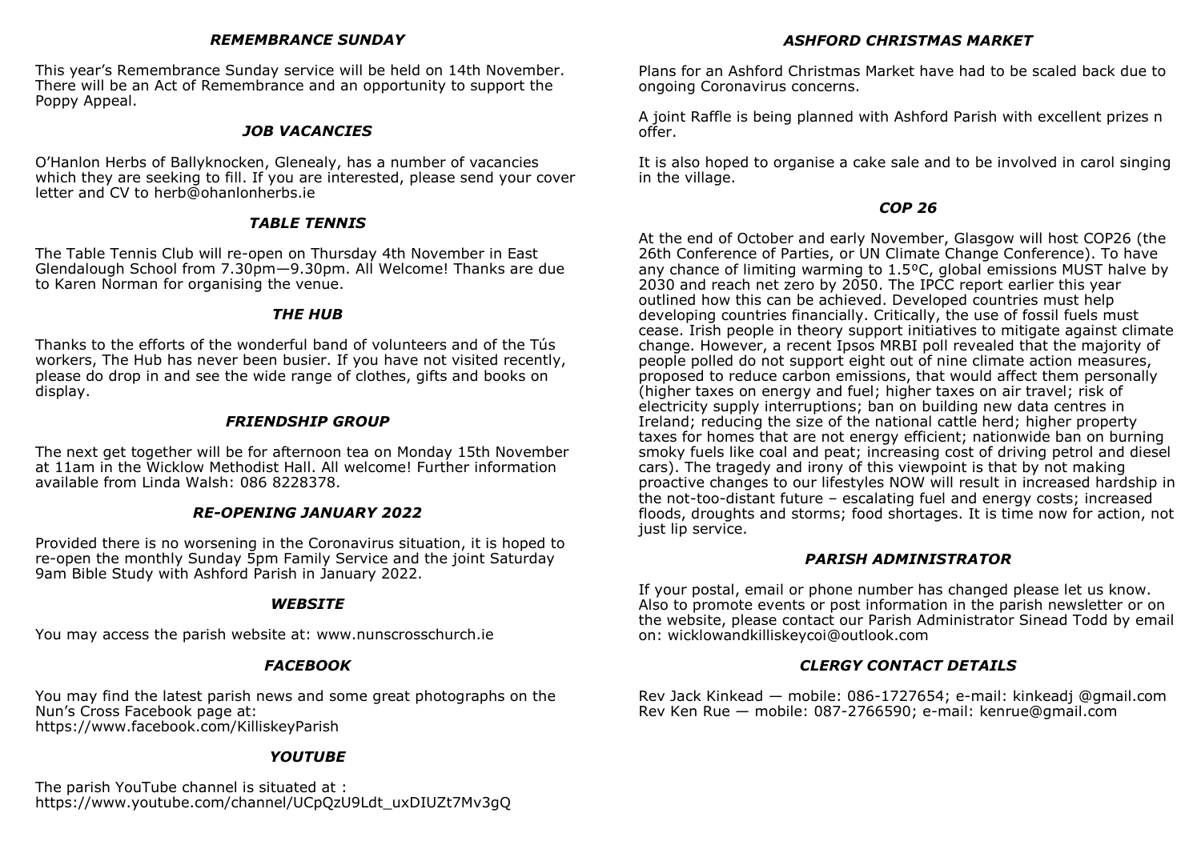### *REMEMBRANCE SUNDAY*

This year's Remembrance Sunday service will be held on 14th November. There will be an Act of Remembrance and an opportunity to support the Poppy Appeal.

### *JOB VACANCIES*

O'Hanlon Herbs of Ballyknocken, Glenealy, has a number of vacancies which they are seeking to fill. If you are interested, please send your cover letter and CV to herb@ohanlonherbs.ie

### *TABLE TENNIS*

The Table Tennis Club will re-open on Thursday 4th November in East Glendalough School from 7.30pm—9.30pm. All Welcome! Thanks are due to Karen Norman for organising the venue.

### *THE HUB*

Thanks to the efforts of the wonderful band of volunteers and of the Tús workers, The Hub has never been busier. If you have not visited recently, please do drop in and see the wide range of clothes, gifts and books on display.

### *FRIENDSHIP GROUP*

The next get together will be for afternoon tea on Monday 15th November at 11am in the Wicklow Methodist Hall. All welcome! Further information available from Linda Walsh: 086 8228378.

### *RE-OPENING JANUARY 2022*

Provided there is no worsening in the Coronavirus situation, it is hoped to re-open the monthly Sunday 5pm Family Service and the joint Saturday 9am Bible Study with Ashford Parish in January 2022.

### *WEBSITE*

You may access the parish website at: www.nunscrosschurch.ie

### *FACEBOOK*

You may find the latest parish news and some great photographs on the Nun's Cross Facebook page at:
https://www.facebook.com/KilliskeyParish

### *YOUTUBE*

The parish YouTube channel is situated at :
https://www.youtube.com/channel/UCpQzU9Ldt_uxDIUZt7Mv3gQ

### *ASHFORD CHRISTMAS MARKET*

Plans for an Ashford Christmas Market have had to be scaled back due to ongoing Coronavirus concerns.

A joint Raffle is being planned with Ashford Parish with excellent prizes n offer.

It is also hoped to organise a cake sale and to be involved in carol singing in the village.

### *COP 26*

At the end of October and early November, Glasgow will host COP26 (the 26th Conference of Parties, or UN Climate Change Conference). To have any chance of limiting warming to 1.5ºC, global emissions MUST halve by 2030 and reach net zero by 2050. The IPCC report earlier this year outlined how this can be achieved. Developed countries must help developing countries financially. Critically, the use of fossil fuels must cease. Irish people in theory support initiatives to mitigate against climate change. However, a recent Ipsos MRBI poll revealed that the majority of people polled do not support eight out of nine climate action measures, proposed to reduce carbon emissions, that would affect them personally (higher taxes on energy and fuel; higher taxes on air travel; risk of electricity supply interruptions; ban on building new data centres in Ireland; reducing the size of the national cattle herd; higher property taxes for homes that are not energy efficient; nationwide ban on burning smoky fuels like coal and peat; increasing cost of driving petrol and diesel cars). The tragedy and irony of this viewpoint is that by not making proactive changes to our lifestyles NOW will result in increased hardship in the not-too-distant future – escalating fuel and energy costs; increased floods, droughts and storms; food shortages. It is time now for action, not just lip service.

### *PARISH ADMINISTRATOR*

If your postal, email or phone number has changed please let us know. Also to promote events or post information in the parish newsletter or on the website, please contact our Parish Administrator Sinead Todd by email on: wicklowandkilliskeycoi@outlook.com

### *CLERGY CONTACT DETAILS*

Rev Jack Kinkead — mobile: 086-1727654; e-mail: kinkeadj @gmail.com
Rev Ken Rue — mobile: 087-2766590; e-mail: kenrue@gmail.com